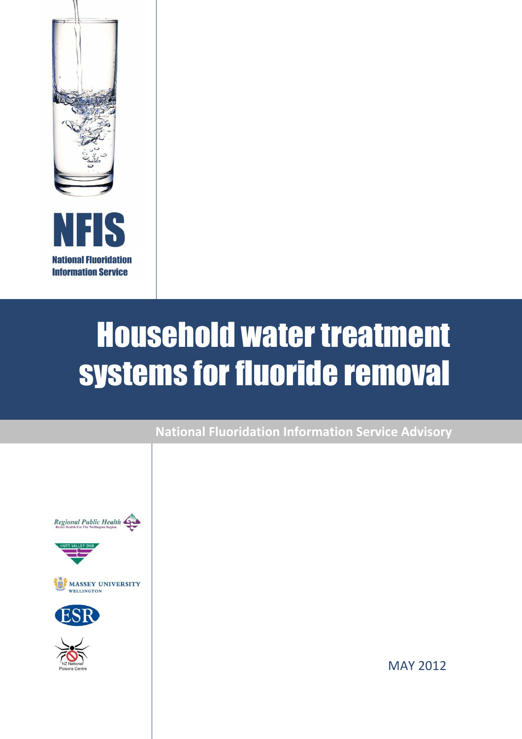NFIS

National Fluoridation Information Service

# Household water treatment systems for fluoride removal

National Fluoridation Information Service Advisory

Regional Public Health
Better Health For The Wellington Region

HUTT VALLEY DHB

MASSEY UNIVERSITY
WELLINGTON

ESR

NZ National Poisons Centre

MAY 2012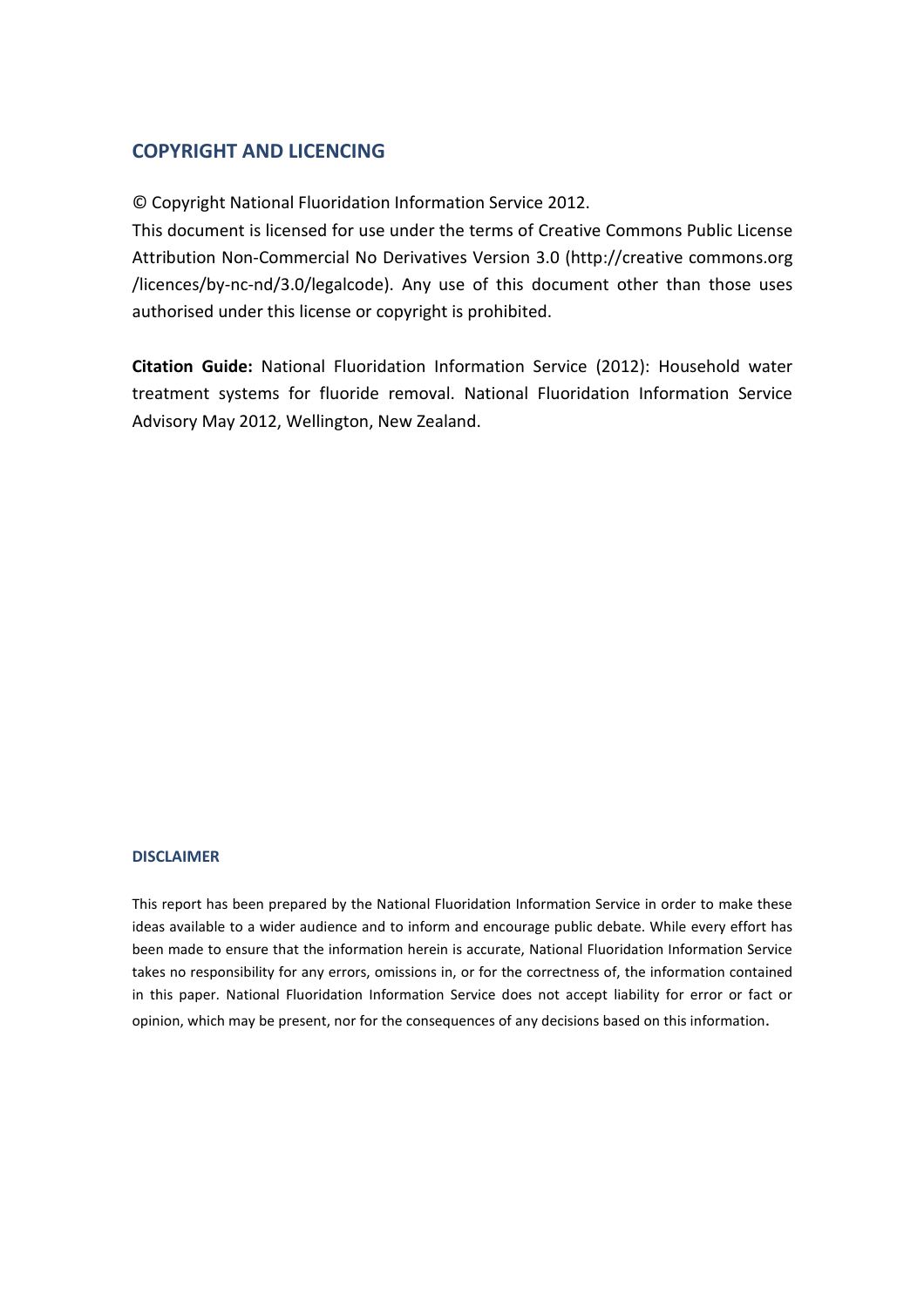## COPYRIGHT AND LICENCING

© Copyright National Fluoridation Information Service 2012.

This document is licensed for use under the terms of Creative Commons Public License Attribution Non-Commercial No Derivatives Version 3.0 (http://creative commons.org /licences/by-nc-nd/3.0/legalcode). Any use of this document other than those uses authorised under this license or copyright is prohibited.

**Citation Guide:** National Fluoridation Information Service (2012): Household water treatment systems for fluoride removal. National Fluoridation Information Service Advisory May 2012, Wellington, New Zealand.

### DISCLAIMER

This report has been prepared by the National Fluoridation Information Service in order to make these ideas available to a wider audience and to inform and encourage public debate. While every effort has been made to ensure that the information herein is accurate, National Fluoridation Information Service takes no responsibility for any errors, omissions in, or for the correctness of, the information contained in this paper. National Fluoridation Information Service does not accept liability for error or fact or opinion, which may be present, nor for the consequences of any decisions based on this information.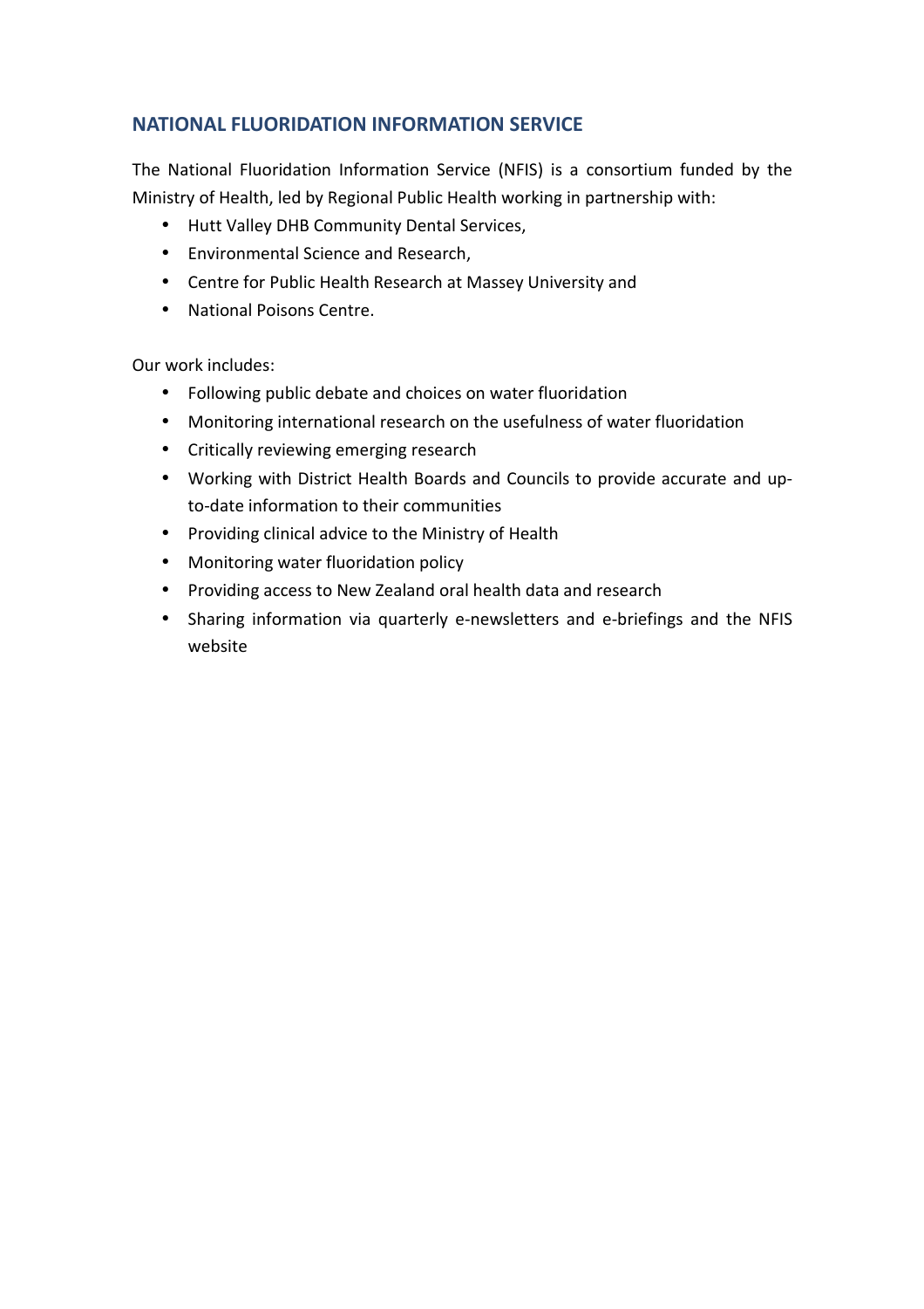## NATIONAL FLUORIDATION INFORMATION SERVICE

The National Fluoridation Information Service (NFIS) is a consortium funded by the Ministry of Health, led by Regional Public Health working in partnership with:

- Hutt Valley DHB Community Dental Services,
- Environmental Science and Research,
- Centre for Public Health Research at Massey University and
- National Poisons Centre.

Our work includes:

- Following public debate and choices on water fluoridation
- Monitoring international research on the usefulness of water fluoridation
- Critically reviewing emerging research
- Working with District Health Boards and Councils to provide accurate and up-to-date information to their communities
- Providing clinical advice to the Ministry of Health
- Monitoring water fluoridation policy
- Providing access to New Zealand oral health data and research
- Sharing information via quarterly e-newsletters and e-briefings and the NFIS website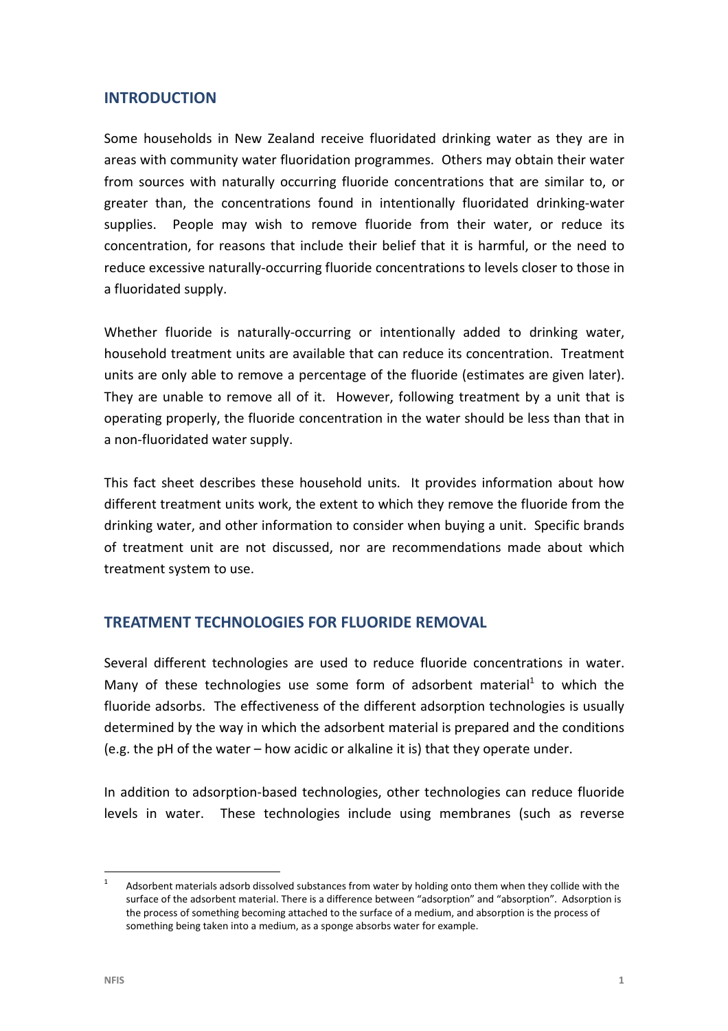## INTRODUCTION

Some households in New Zealand receive fluoridated drinking water as they are in areas with community water fluoridation programmes. Others may obtain their water from sources with naturally occurring fluoride concentrations that are similar to, or greater than, the concentrations found in intentionally fluoridated drinking-water supplies. People may wish to remove fluoride from their water, or reduce its concentration, for reasons that include their belief that it is harmful, or the need to reduce excessive naturally-occurring fluoride concentrations to levels closer to those in a fluoridated supply.

Whether fluoride is naturally-occurring or intentionally added to drinking water, household treatment units are available that can reduce its concentration. Treatment units are only able to remove a percentage of the fluoride (estimates are given later). They are unable to remove all of it. However, following treatment by a unit that is operating properly, the fluoride concentration in the water should be less than that in a non-fluoridated water supply.

This fact sheet describes these household units. It provides information about how different treatment units work, the extent to which they remove the fluoride from the drinking water, and other information to consider when buying a unit. Specific brands of treatment unit are not discussed, nor are recommendations made about which treatment system to use.

## TREATMENT TECHNOLOGIES FOR FLUORIDE REMOVAL

Several different technologies are used to reduce fluoride concentrations in water. Many of these technologies use some form of adsorbent material[1] to which the fluoride adsorbs. The effectiveness of the different adsorption technologies is usually determined by the way in which the adsorbent material is prepared and the conditions (e.g. the pH of the water – how acidic or alkaline it is) that they operate under.

In addition to adsorption-based technologies, other technologies can reduce fluoride levels in water. These technologies include using membranes (such as reverse

[1] Adsorbent materials adsorb dissolved substances from water by holding onto them when they collide with the surface of the adsorbent material. There is a difference between "adsorption" and "absorption". Adsorption is the process of something becoming attached to the surface of a medium, and absorption is the process of something being taken into a medium, as a sponge absorbs water for example.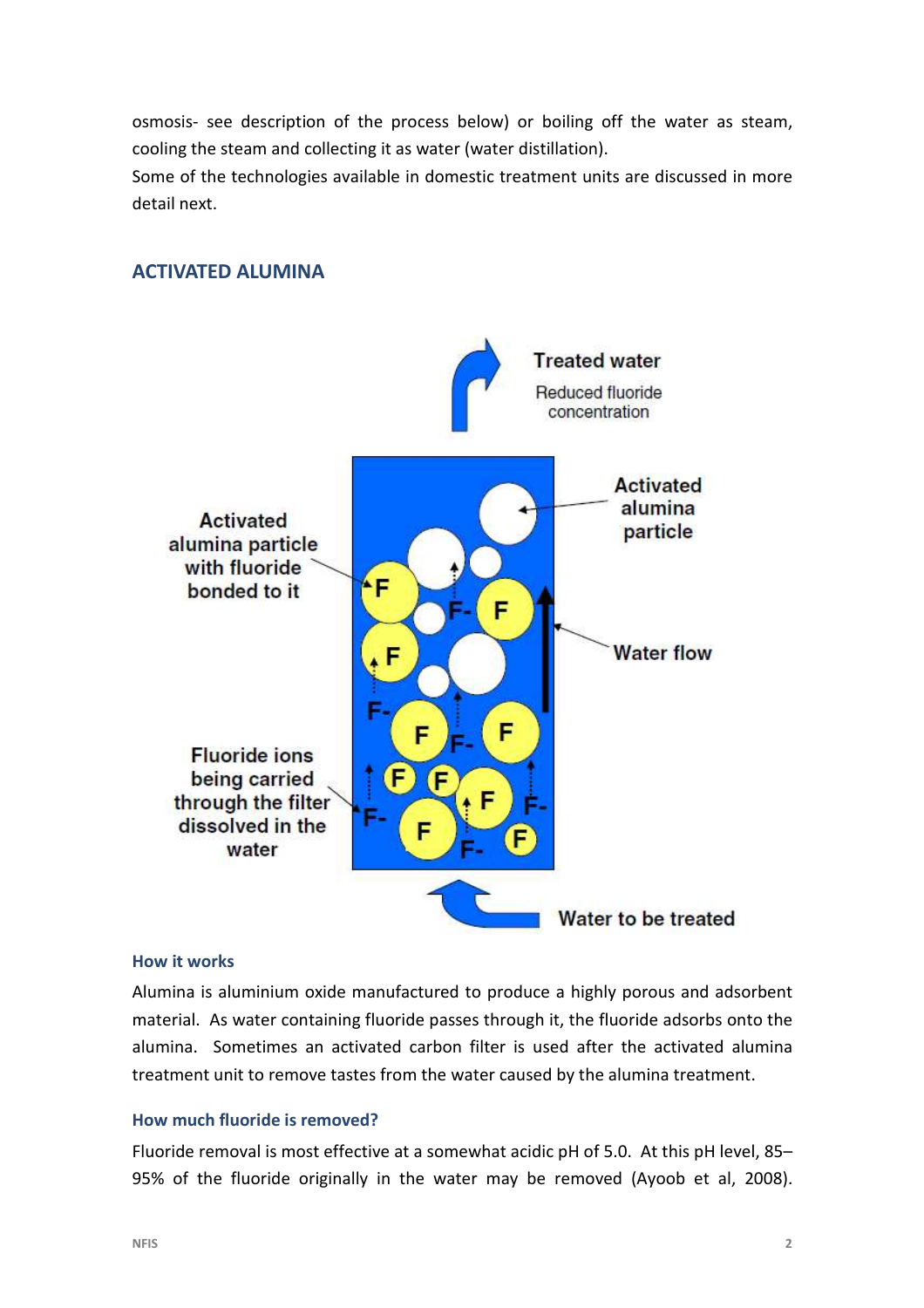osmosis- see description of the process below) or boiling off the water as steam, cooling the steam and collecting it as water (water distillation).

Some of the technologies available in domestic treatment units are discussed in more detail next.

## ACTIVATED ALUMINA

### How it works

Alumina is aluminium oxide manufactured to produce a highly porous and adsorbent material. As water containing fluoride passes through it, the fluoride adsorbs onto the alumina. Sometimes an activated carbon filter is used after the activated alumina treatment unit to remove tastes from the water caused by the alumina treatment.

### How much fluoride is removed?

Fluoride removal is most effective at a somewhat acidic pH of 5.0. At this pH level, 85–95% of the fluoride originally in the water may be removed (Ayoob et al, 2008).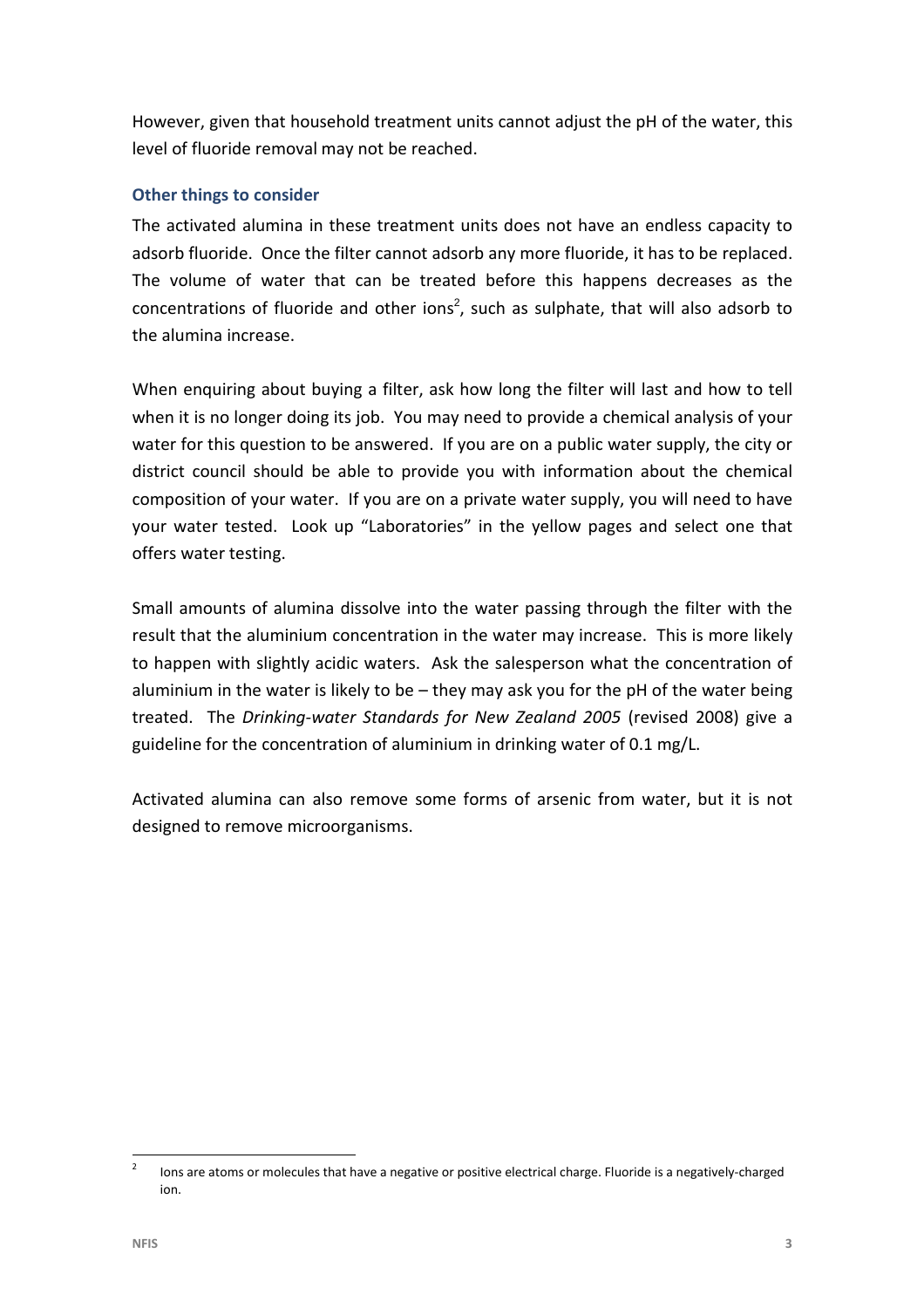However, given that household treatment units cannot adjust the pH of the water, this level of fluoride removal may not be reached.

### Other things to consider

The activated alumina in these treatment units does not have an endless capacity to adsorb fluoride. Once the filter cannot adsorb any more fluoride, it has to be replaced. The volume of water that can be treated before this happens decreases as the concentrations of fluoride and other ions[2], such as sulphate, that will also adsorb to the alumina increase.

When enquiring about buying a filter, ask how long the filter will last and how to tell when it is no longer doing its job. You may need to provide a chemical analysis of your water for this question to be answered. If you are on a public water supply, the city or district council should be able to provide you with information about the chemical composition of your water. If you are on a private water supply, you will need to have your water tested. Look up "Laboratories" in the yellow pages and select one that offers water testing.

Small amounts of alumina dissolve into the water passing through the filter with the result that the aluminium concentration in the water may increase. This is more likely to happen with slightly acidic waters. Ask the salesperson what the concentration of aluminium in the water is likely to be – they may ask you for the pH of the water being treated. The *Drinking-water Standards for New Zealand 2005* (revised 2008) give a guideline for the concentration of aluminium in drinking water of 0.1 mg/L.

Activated alumina can also remove some forms of arsenic from water, but it is not designed to remove microorganisms.

---

[2] Ions are atoms or molecules that have a negative or positive electrical charge. Fluoride is a negatively-charged ion.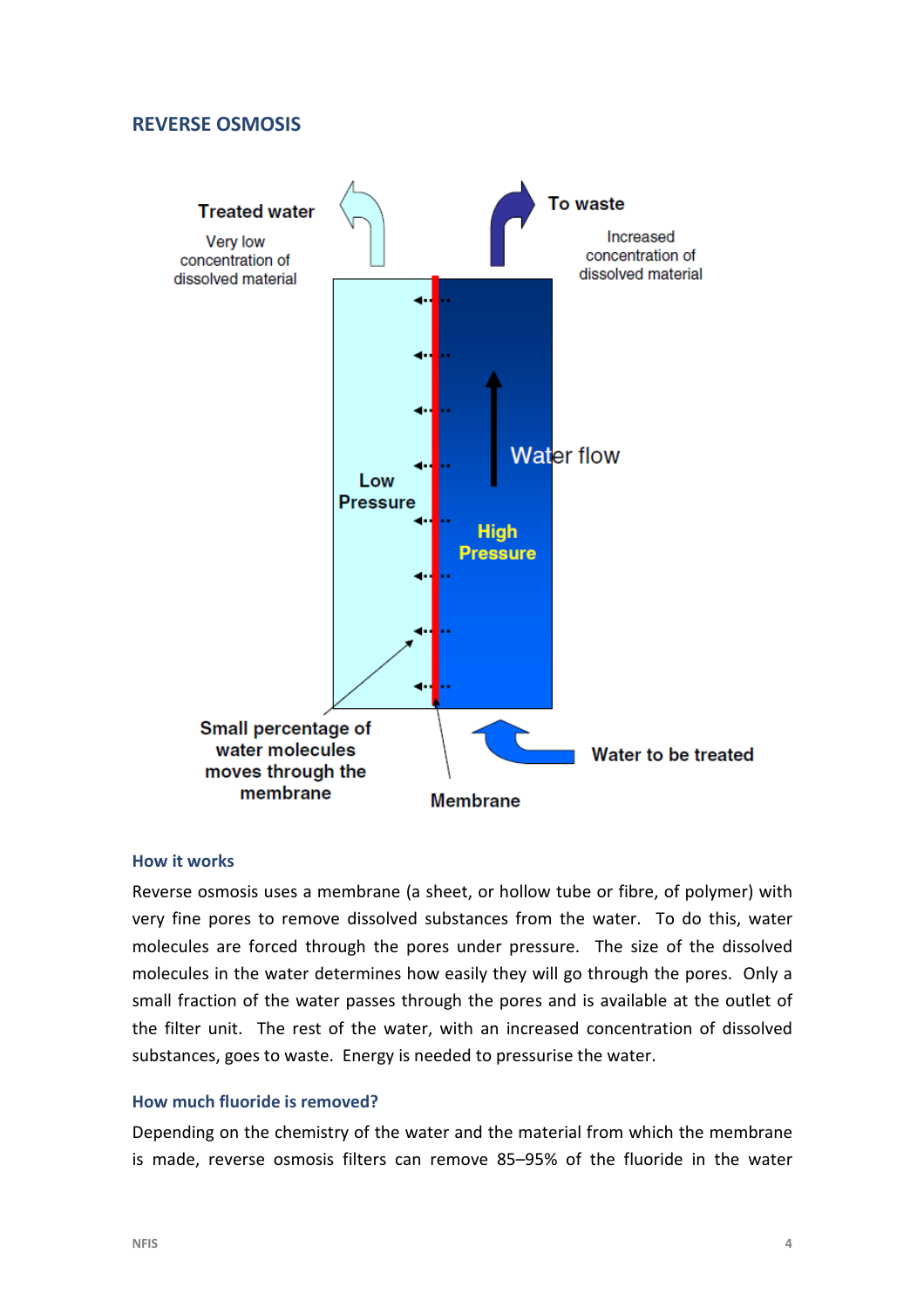## REVERSE OSMOSIS

### How it works

Reverse osmosis uses a membrane (a sheet, or hollow tube or fibre, of polymer) with very fine pores to remove dissolved substances from the water. To do this, water molecules are forced through the pores under pressure. The size of the dissolved molecules in the water determines how easily they will go through the pores. Only a small fraction of the water passes through the pores and is available at the outlet of the filter unit. The rest of the water, with an increased concentration of dissolved substances, goes to waste. Energy is needed to pressurise the water.

### How much fluoride is removed?

Depending on the chemistry of the water and the material from which the membrane is made, reverse osmosis filters can remove 85–95% of the fluoride in the water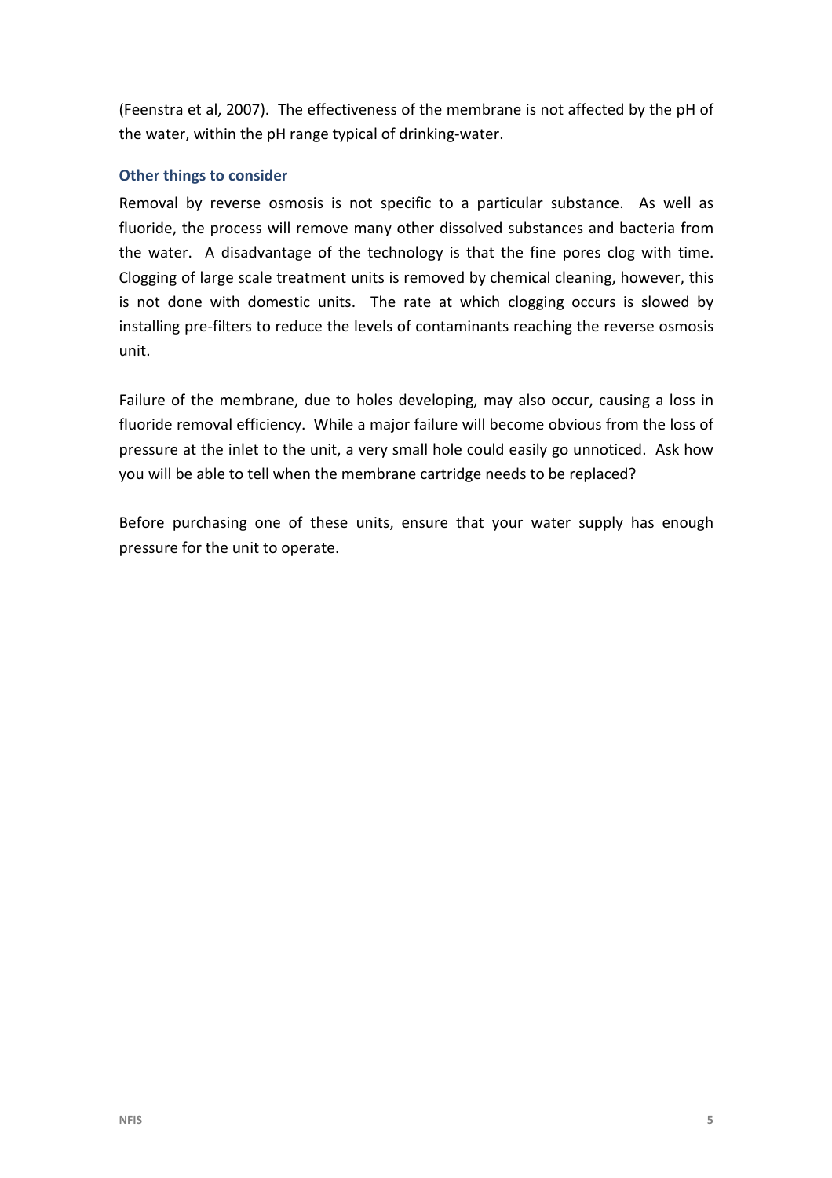(Feenstra et al, 2007). The effectiveness of the membrane is not affected by the pH of the water, within the pH range typical of drinking-water.

### Other things to consider

Removal by reverse osmosis is not specific to a particular substance. As well as fluoride, the process will remove many other dissolved substances and bacteria from the water. A disadvantage of the technology is that the fine pores clog with time. Clogging of large scale treatment units is removed by chemical cleaning, however, this is not done with domestic units. The rate at which clogging occurs is slowed by installing pre-filters to reduce the levels of contaminants reaching the reverse osmosis unit.

Failure of the membrane, due to holes developing, may also occur, causing a loss in fluoride removal efficiency. While a major failure will become obvious from the loss of pressure at the inlet to the unit, a very small hole could easily go unnoticed. Ask how you will be able to tell when the membrane cartridge needs to be replaced?

Before purchasing one of these units, ensure that your water supply has enough pressure for the unit to operate.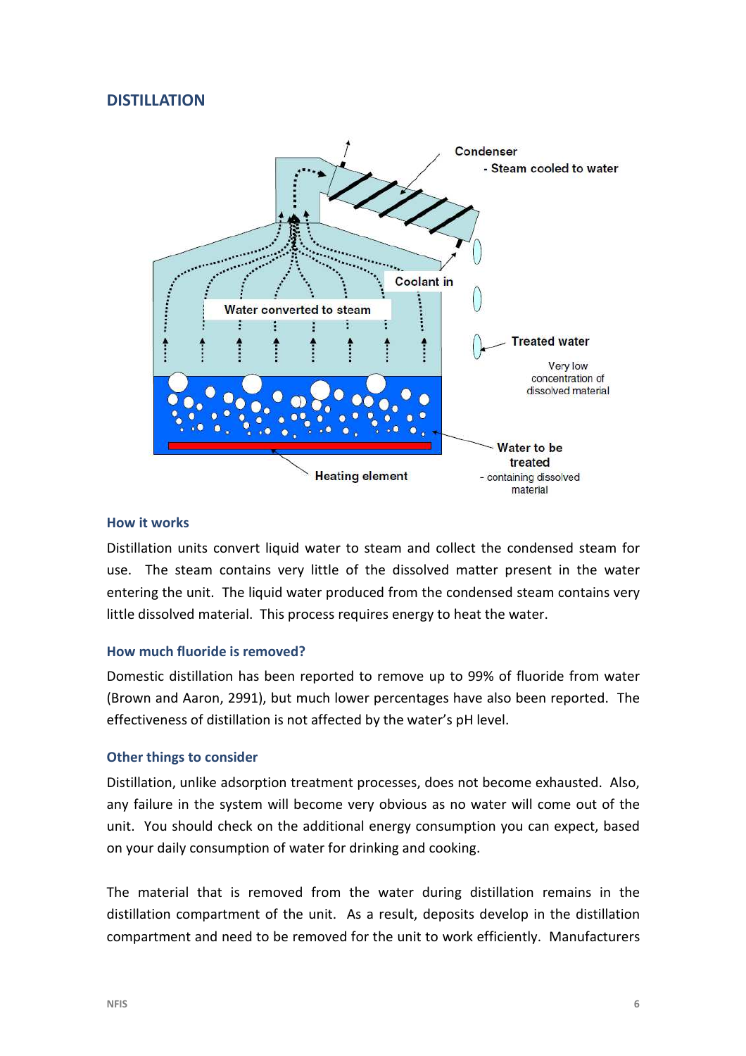## DISTILLATION

### How it works

Distillation units convert liquid water to steam and collect the condensed steam for use. The steam contains very little of the dissolved matter present in the water entering the unit. The liquid water produced from the condensed steam contains very little dissolved material. This process requires energy to heat the water.

### How much fluoride is removed?

Domestic distillation has been reported to remove up to 99% of fluoride from water (Brown and Aaron, 2991), but much lower percentages have also been reported. The effectiveness of distillation is not affected by the water's pH level.

### Other things to consider

Distillation, unlike adsorption treatment processes, does not become exhausted. Also, any failure in the system will become very obvious as no water will come out of the unit. You should check on the additional energy consumption you can expect, based on your daily consumption of water for drinking and cooking.

The material that is removed from the water during distillation remains in the distillation compartment of the unit. As a result, deposits develop in the distillation compartment and need to be removed for the unit to work efficiently. Manufacturers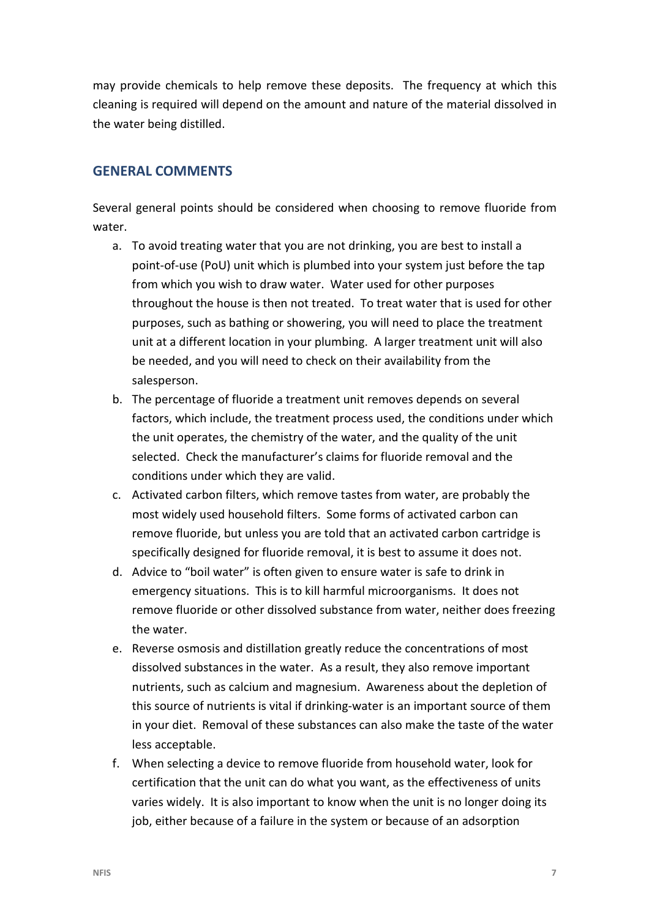may provide chemicals to help remove these deposits. The frequency at which this cleaning is required will depend on the amount and nature of the material dissolved in the water being distilled.

## GENERAL COMMENTS

Several general points should be considered when choosing to remove fluoride from water.

a. To avoid treating water that you are not drinking, you are best to install a point-of-use (PoU) unit which is plumbed into your system just before the tap from which you wish to draw water. Water used for other purposes throughout the house is then not treated. To treat water that is used for other purposes, such as bathing or showering, you will need to place the treatment unit at a different location in your plumbing. A larger treatment unit will also be needed, and you will need to check on their availability from the salesperson.

b. The percentage of fluoride a treatment unit removes depends on several factors, which include, the treatment process used, the conditions under which the unit operates, the chemistry of the water, and the quality of the unit selected. Check the manufacturer's claims for fluoride removal and the conditions under which they are valid.

c. Activated carbon filters, which remove tastes from water, are probably the most widely used household filters. Some forms of activated carbon can remove fluoride, but unless you are told that an activated carbon cartridge is specifically designed for fluoride removal, it is best to assume it does not.

d. Advice to "boil water" is often given to ensure water is safe to drink in emergency situations. This is to kill harmful microorganisms. It does not remove fluoride or other dissolved substance from water, neither does freezing the water.

e. Reverse osmosis and distillation greatly reduce the concentrations of most dissolved substances in the water. As a result, they also remove important nutrients, such as calcium and magnesium. Awareness about the depletion of this source of nutrients is vital if drinking-water is an important source of them in your diet. Removal of these substances can also make the taste of the water less acceptable.

f. When selecting a device to remove fluoride from household water, look for certification that the unit can do what you want, as the effectiveness of units varies widely. It is also important to know when the unit is no longer doing its job, either because of a failure in the system or because of an adsorption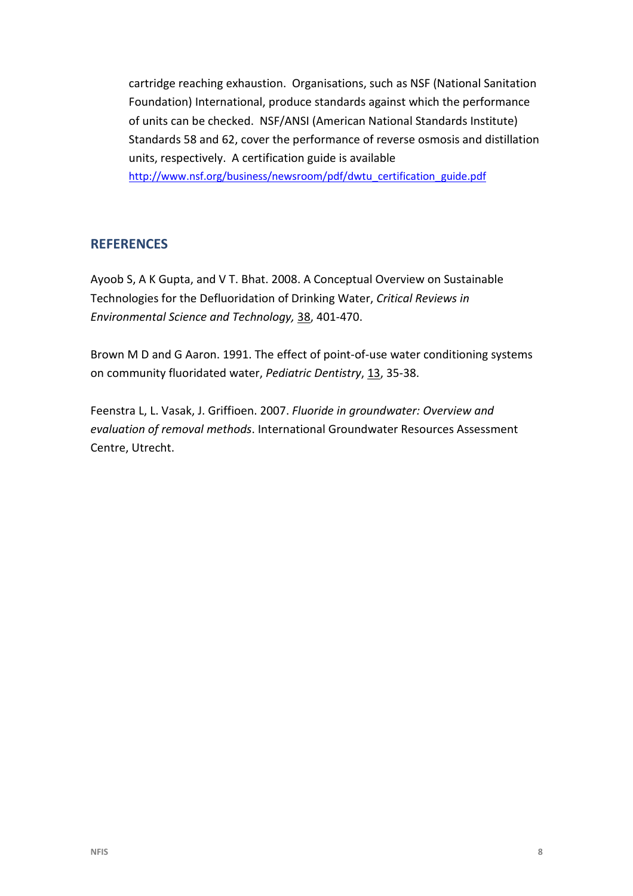cartridge reaching exhaustion. Organisations, such as NSF (National Sanitation Foundation) International, produce standards against which the performance of units can be checked. NSF/ANSI (American National Standards Institute) Standards 58 and 62, cover the performance of reverse osmosis and distillation units, respectively. A certification guide is available http://www.nsf.org/business/newsroom/pdf/dwtu_certification_guide.pdf

## REFERENCES

Ayoob S, A K Gupta, and V T. Bhat. 2008. A Conceptual Overview on Sustainable Technologies for the Defluoridation of Drinking Water, *Critical Reviews in Environmental Science and Technology,* 38, 401-470.

Brown M D and G Aaron. 1991. The effect of point-of-use water conditioning systems on community fluoridated water, *Pediatric Dentistry*, 13, 35-38.

Feenstra L, L. Vasak, J. Griffioen. 2007. *Fluoride in groundwater: Overview and evaluation of removal methods*. International Groundwater Resources Assessment Centre, Utrecht.